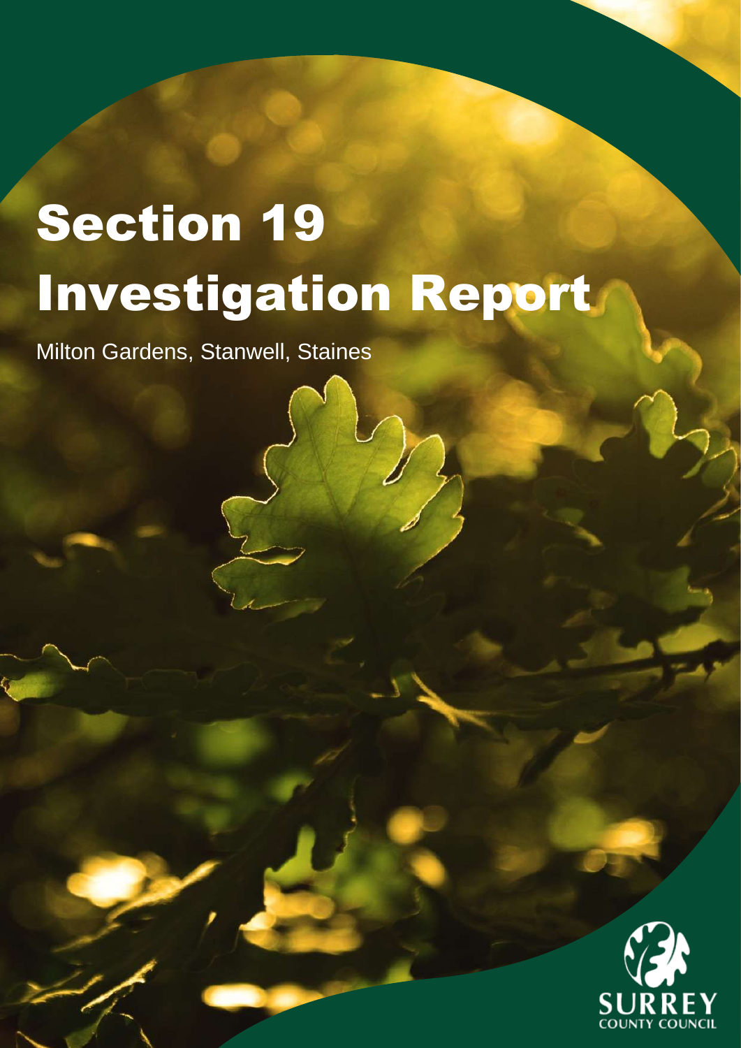# Section 19 Investigation Report

Milton Gardens, Stanwell, Staines

SURREY COUNTY COUNCIL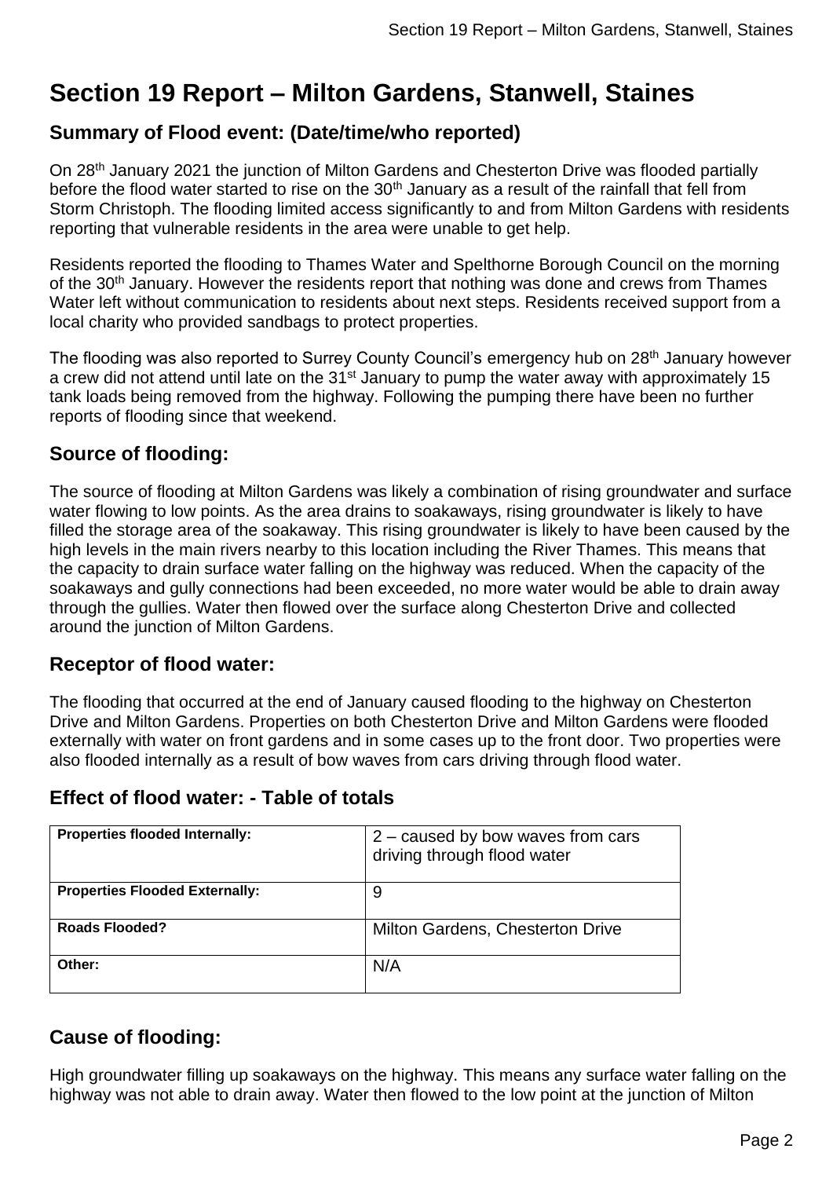# Section 19 Report – Milton Gardens, Stanwell, Staines

## Summary of Flood event: (Date/time/who reported)

On 28th January 2021 the junction of Milton Gardens and Chesterton Drive was flooded partially before the flood water started to rise on the 30th January as a result of the rainfall that fell from Storm Christoph. The flooding limited access significantly to and from Milton Gardens with residents reporting that vulnerable residents in the area were unable to get help.

Residents reported the flooding to Thames Water and Spelthorne Borough Council on the morning of the 30th January. However the residents report that nothing was done and crews from Thames Water left without communication to residents about next steps. Residents received support from a local charity who provided sandbags to protect properties.

The flooding was also reported to Surrey County Council's emergency hub on 28th January however a crew did not attend until late on the 31st January to pump the water away with approximately 15 tank loads being removed from the highway. Following the pumping there have been no further reports of flooding since that weekend.

## Source of flooding:

The source of flooding at Milton Gardens was likely a combination of rising groundwater and surface water flowing to low points. As the area drains to soakaways, rising groundwater is likely to have filled the storage area of the soakaway. This rising groundwater is likely to have been caused by the high levels in the main rivers nearby to this location including the River Thames. This means that the capacity to drain surface water falling on the highway was reduced. When the capacity of the soakaways and gully connections had been exceeded, no more water would be able to drain away through the gullies. Water then flowed over the surface along Chesterton Drive and collected around the junction of Milton Gardens.

## Receptor of flood water:

The flooding that occurred at the end of January caused flooding to the highway on Chesterton Drive and Milton Gardens. Properties on both Chesterton Drive and Milton Gardens were flooded externally with water on front gardens and in some cases up to the front door. Two properties were also flooded internally as a result of bow waves from cars driving through flood water.

## Effect of flood water: - Table of totals

| | |
|---|---|
| **Properties flooded Internally:** | 2 – caused by bow waves from cars driving through flood water |
| **Properties Flooded Externally:** | 9 |
| **Roads Flooded?** | Milton Gardens, Chesterton Drive |
| **Other:** | N/A |

## Cause of flooding:

High groundwater filling up soakaways on the highway. This means any surface water falling on the highway was not able to drain away. Water then flowed to the low point at the junction of Milton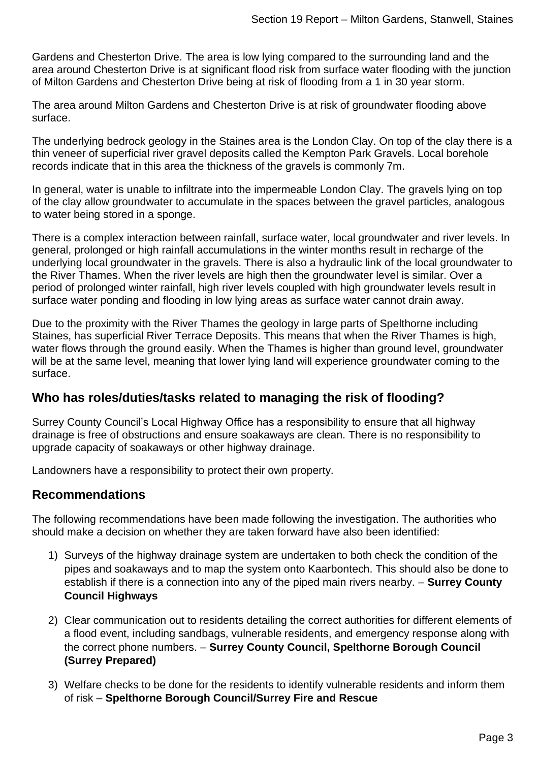Gardens and Chesterton Drive. The area is low lying compared to the surrounding land and the area around Chesterton Drive is at significant flood risk from surface water flooding with the junction of Milton Gardens and Chesterton Drive being at risk of flooding from a 1 in 30 year storm.

The area around Milton Gardens and Chesterton Drive is at risk of groundwater flooding above surface.

The underlying bedrock geology in the Staines area is the London Clay. On top of the clay there is a thin veneer of superficial river gravel deposits called the Kempton Park Gravels. Local borehole records indicate that in this area the thickness of the gravels is commonly 7m.

In general, water is unable to infiltrate into the impermeable London Clay. The gravels lying on top of the clay allow groundwater to accumulate in the spaces between the gravel particles, analogous to water being stored in a sponge.

There is a complex interaction between rainfall, surface water, local groundwater and river levels. In general, prolonged or high rainfall accumulations in the winter months result in recharge of the underlying local groundwater in the gravels. There is also a hydraulic link of the local groundwater to the River Thames. When the river levels are high then the groundwater level is similar. Over a period of prolonged winter rainfall, high river levels coupled with high groundwater levels result in surface water ponding and flooding in low lying areas as surface water cannot drain away.

Due to the proximity with the River Thames the geology in large parts of Spelthorne including Staines, has superficial River Terrace Deposits. This means that when the River Thames is high, water flows through the ground easily. When the Thames is higher than ground level, groundwater will be at the same level, meaning that lower lying land will experience groundwater coming to the surface.

## Who has roles/duties/tasks related to managing the risk of flooding?

Surrey County Council's Local Highway Office has a responsibility to ensure that all highway drainage is free of obstructions and ensure soakaways are clean. There is no responsibility to upgrade capacity of soakaways or other highway drainage.

Landowners have a responsibility to protect their own property.

## Recommendations

The following recommendations have been made following the investigation. The authorities who should make a decision on whether they are taken forward have also been identified:

1) Surveys of the highway drainage system are undertaken to both check the condition of the pipes and soakaways and to map the system onto Kaarbontech. This should also be done to establish if there is a connection into any of the piped main rivers nearby. – **Surrey County Council Highways**

2) Clear communication out to residents detailing the correct authorities for different elements of a flood event, including sandbags, vulnerable residents, and emergency response along with the correct phone numbers. – **Surrey County Council, Spelthorne Borough Council (Surrey Prepared)**

3) Welfare checks to be done for the residents to identify vulnerable residents and inform them of risk – **Spelthorne Borough Council/Surrey Fire and Rescue**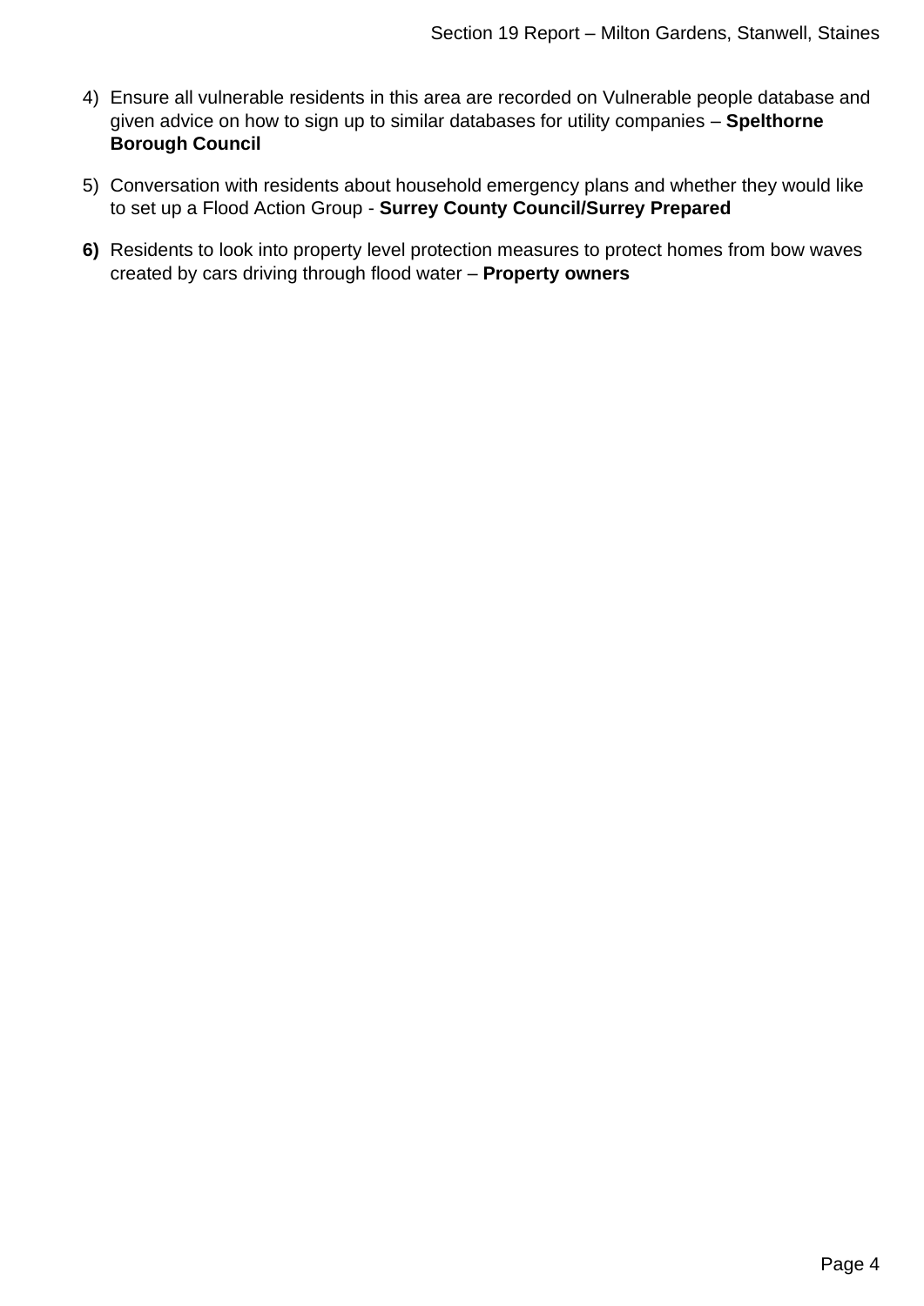4) Ensure all vulnerable residents in this area are recorded on Vulnerable people database and given advice on how to sign up to similar databases for utility companies – **Spelthorne Borough Council**

5) Conversation with residents about household emergency plans and whether they would like to set up a Flood Action Group - **Surrey County Council/Surrey Prepared**

**6)** Residents to look into property level protection measures to protect homes from bow waves created by cars driving through flood water – **Property owners**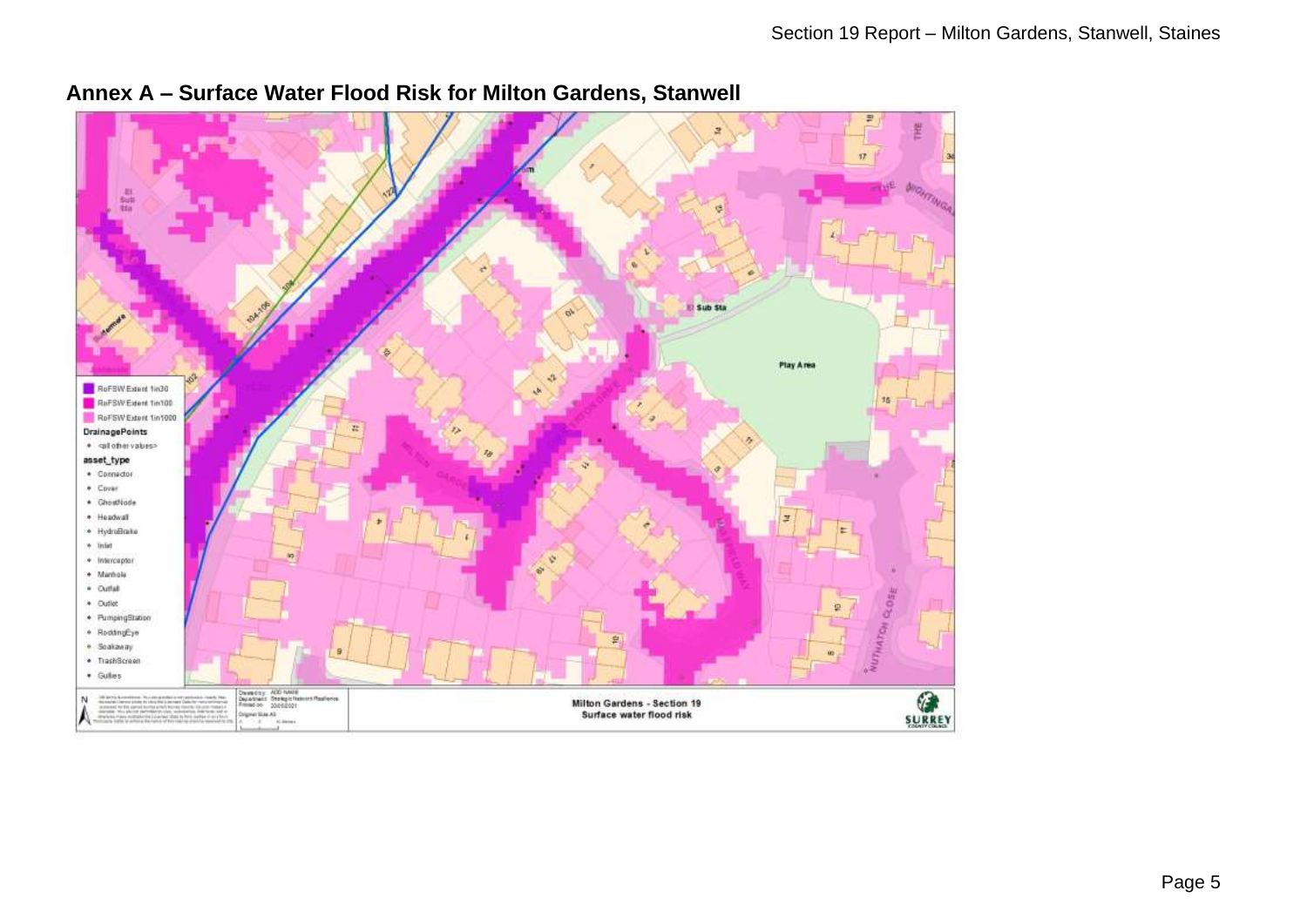## Annex A – Surface Water Flood Risk for Milton Gardens, Stanwell

RoFSW Extent 1in30

RoFSW Extent 1in100

RoFSW Extent 1in1000

DrainagePoints

<all other values>

asset_type

Connector

Cover

GhostNode

Headwall

HydroBrake

Inlet

Interceptor

Manhole

Outfall

Outlet

PumpingStation

RoddingEye

Soakaway

TrashScreen

Gullies

Sub Sta

Play Area

Milton Gardens - Section 19

Surface water flood risk

SURREY